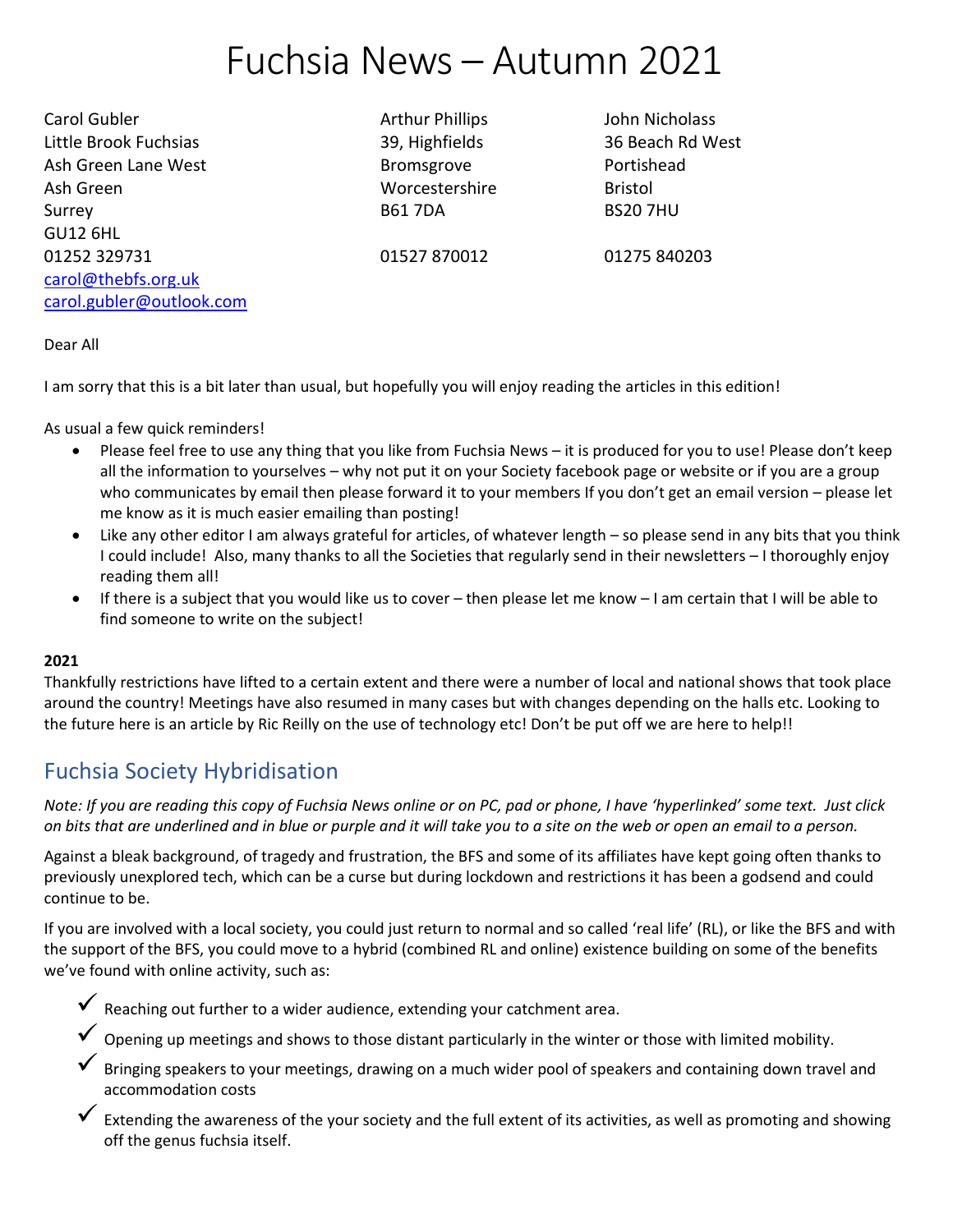# Fuchsia News – Autumn 2021

Carol Gubler
Little Brook Fuchsias
Ash Green Lane West
Ash Green
Surrey
GU12 6HL
01252 329731
carol@thebfs.org.uk
carol.gubler@outlook.com

Arthur Phillips
39, Highfields
Bromsgrove
Worcestershire
B61 7DA
01527 870012

John Nicholass
36 Beach Rd West
Portishead
Bristol
BS20 7HU
01275 840203

Dear All

I am sorry that this is a bit later than usual, but hopefully you will enjoy reading the articles in this edition!

As usual a few quick reminders!

- Please feel free to use any thing that you like from Fuchsia News – it is produced for you to use! Please don't keep all the information to yourselves – why not put it on your Society facebook page or website or if you are a group who communicates by email then please forward it to your members If you don't get an email version – please let me know as it is much easier emailing than posting!
- Like any other editor I am always grateful for articles, of whatever length – so please send in any bits that you think I could include! Also, many thanks to all the Societies that regularly send in their newsletters – I thoroughly enjoy reading them all!
- If there is a subject that you would like us to cover – then please let me know – I am certain that I will be able to find someone to write on the subject!

**2021**

Thankfully restrictions have lifted to a certain extent and there were a number of local and national shows that took place around the country! Meetings have also resumed in many cases but with changes depending on the halls etc. Looking to the future here is an article by Ric Reilly on the use of technology etc! Don't be put off we are here to help!!

## Fuchsia Society Hybridisation

*Note: If you are reading this copy of Fuchsia News online or on PC, pad or phone, I have 'hyperlinked' some text. Just click on bits that are underlined and in blue or purple and it will take you to a site on the web or open an email to a person.*

Against a bleak background, of tragedy and frustration, the BFS and some of its affiliates have kept going often thanks to previously unexplored tech, which can be a curse but during lockdown and restrictions it has been a godsend and could continue to be.

If you are involved with a local society, you could just return to normal and so called 'real life' (RL), or like the BFS and with the support of the BFS, you could move to a hybrid (combined RL and online) existence building on some of the benefits we've found with online activity, such as:

- ✓ Reaching out further to a wider audience, extending your catchment area.
- ✓ Opening up meetings and shows to those distant particularly in the winter or those with limited mobility.
- ✓ Bringing speakers to your meetings, drawing on a much wider pool of speakers and containing down travel and accommodation costs
- ✓ Extending the awareness of the your society and the full extent of its activities, as well as promoting and showing off the genus fuchsia itself.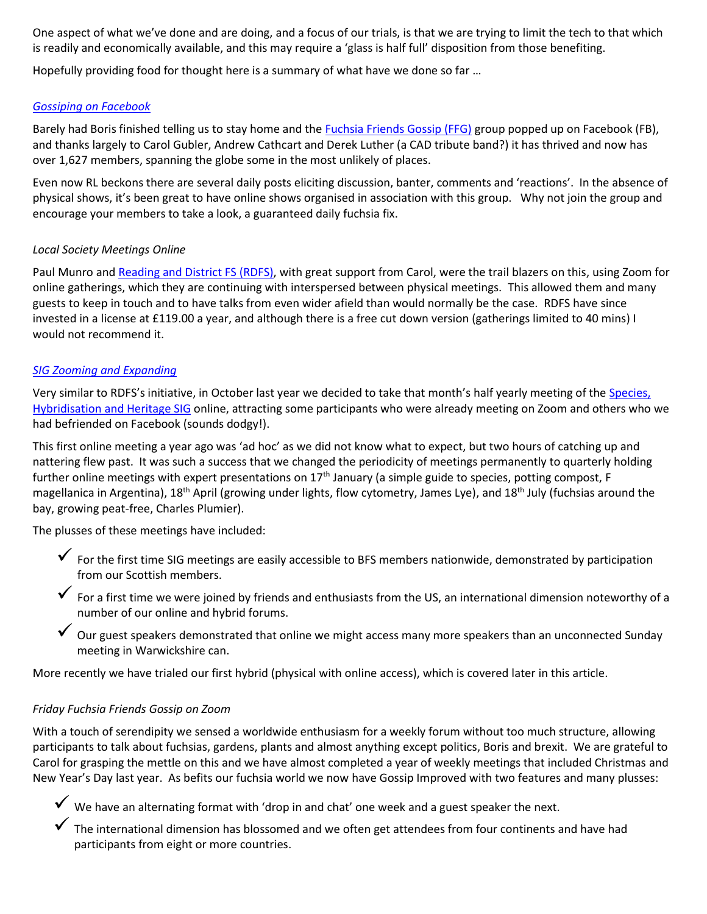One aspect of what we've done and are doing, and a focus of our trials, is that we are trying to limit the tech to that which is readily and economically available, and this may require a 'glass is half full' disposition from those benefiting.

Hopefully providing food for thought here is a summary of what have we done so far …

*Gossiping on Facebook*

Barely had Boris finished telling us to stay home and the Fuchsia Friends Gossip (FFG) group popped up on Facebook (FB), and thanks largely to Carol Gubler, Andrew Cathcart and Derek Luther (a CAD tribute band?) it has thrived and now has over 1,627 members, spanning the globe some in the most unlikely of places.

Even now RL beckons there are several daily posts eliciting discussion, banter, comments and 'reactions'. In the absence of physical shows, it's been great to have online shows organised in association with this group. Why not join the group and encourage your members to take a look, a guaranteed daily fuchsia fix.

*Local Society Meetings Online*

Paul Munro and Reading and District FS (RDFS), with great support from Carol, were the trail blazers on this, using Zoom for online gatherings, which they are continuing with interspersed between physical meetings. This allowed them and many guests to keep in touch and to have talks from even wider afield than would normally be the case. RDFS have since invested in a license at £119.00 a year, and although there is a free cut down version (gatherings limited to 40 mins) I would not recommend it.

*SIG Zooming and Expanding*

Very similar to RDFS's initiative, in October last year we decided to take that month's half yearly meeting of the Species, Hybridisation and Heritage SIG online, attracting some participants who were already meeting on Zoom and others who we had befriended on Facebook (sounds dodgy!).

This first online meeting a year ago was 'ad hoc' as we did not know what to expect, but two hours of catching up and nattering flew past. It was such a success that we changed the periodicity of meetings permanently to quarterly holding further online meetings with expert presentations on 17th January (a simple guide to species, potting compost, F magellanica in Argentina), 18th April (growing under lights, flow cytometry, James Lye), and 18th July (fuchsias around the bay, growing peat-free, Charles Plumier).

The plusses of these meetings have included:

- ✓ For the first time SIG meetings are easily accessible to BFS members nationwide, demonstrated by participation from our Scottish members.
- ✓ For a first time we were joined by friends and enthusiasts from the US, an international dimension noteworthy of a number of our online and hybrid forums.
- ✓ Our guest speakers demonstrated that online we might access many more speakers than an unconnected Sunday meeting in Warwickshire can.

More recently we have trialed our first hybrid (physical with online access), which is covered later in this article.

*Friday Fuchsia Friends Gossip on Zoom*

With a touch of serendipity we sensed a worldwide enthusiasm for a weekly forum without too much structure, allowing participants to talk about fuchsias, gardens, plants and almost anything except politics, Boris and brexit. We are grateful to Carol for grasping the mettle on this and we have almost completed a year of weekly meetings that included Christmas and New Year's Day last year. As befits our fuchsia world we now have Gossip Improved with two features and many plusses:

- ✓ We have an alternating format with 'drop in and chat' one week and a guest speaker the next.
- ✓ The international dimension has blossomed and we often get attendees from four continents and have had participants from eight or more countries.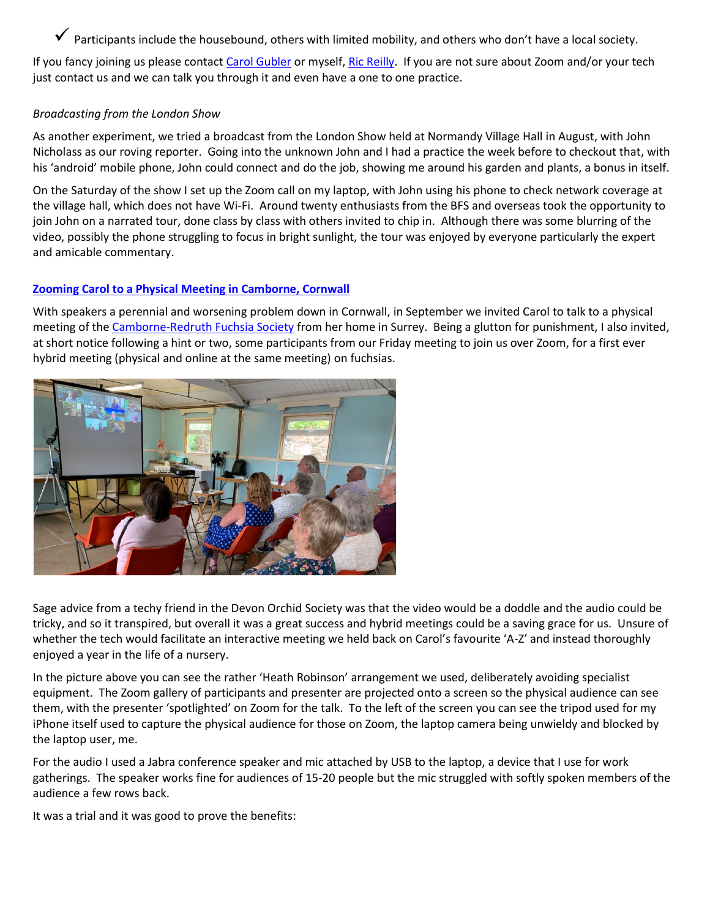✓ Participants include the housebound, others with limited mobility, and others who don't have a local society.

If you fancy joining us please contact Carol Gubler or myself, Ric Reilly. If you are not sure about Zoom and/or your tech just contact us and we can talk you through it and even have a one to one practice.

*Broadcasting from the London Show*

As another experiment, we tried a broadcast from the London Show held at Normandy Village Hall in August, with John Nicholass as our roving reporter. Going into the unknown John and I had a practice the week before to checkout that, with his 'android' mobile phone, John could connect and do the job, showing me around his garden and plants, a bonus in itself.

On the Saturday of the show I set up the Zoom call on my laptop, with John using his phone to check network coverage at the village hall, which does not have Wi-Fi. Around twenty enthusiasts from the BFS and overseas took the opportunity to join John on a narrated tour, done class by class with others invited to chip in. Although there was some blurring of the video, possibly the phone struggling to focus in bright sunlight, the tour was enjoyed by everyone particularly the expert and amicable commentary.

**Zooming Carol to a Physical Meeting in Camborne, Cornwall**

With speakers a perennial and worsening problem down in Cornwall, in September we invited Carol to talk to a physical meeting of the Camborne-Redruth Fuchsia Society from her home in Surrey. Being a glutton for punishment, I also invited, at short notice following a hint or two, some participants from our Friday meeting to join us over Zoom, for a first ever hybrid meeting (physical and online at the same meeting) on fuchsias.

Sage advice from a techy friend in the Devon Orchid Society was that the video would be a doddle and the audio could be tricky, and so it transpired, but overall it was a great success and hybrid meetings could be a saving grace for us. Unsure of whether the tech would facilitate an interactive meeting we held back on Carol's favourite 'A-Z' and instead thoroughly enjoyed a year in the life of a nursery.

In the picture above you can see the rather 'Heath Robinson' arrangement we used, deliberately avoiding specialist equipment. The Zoom gallery of participants and presenter are projected onto a screen so the physical audience can see them, with the presenter 'spotlighted' on Zoom for the talk. To the left of the screen you can see the tripod used for my iPhone itself used to capture the physical audience for those on Zoom, the laptop camera being unwieldy and blocked by the laptop user, me.

For the audio I used a Jabra conference speaker and mic attached by USB to the laptop, a device that I use for work gatherings. The speaker works fine for audiences of 15-20 people but the mic struggled with softly spoken members of the audience a few rows back.

It was a trial and it was good to prove the benefits: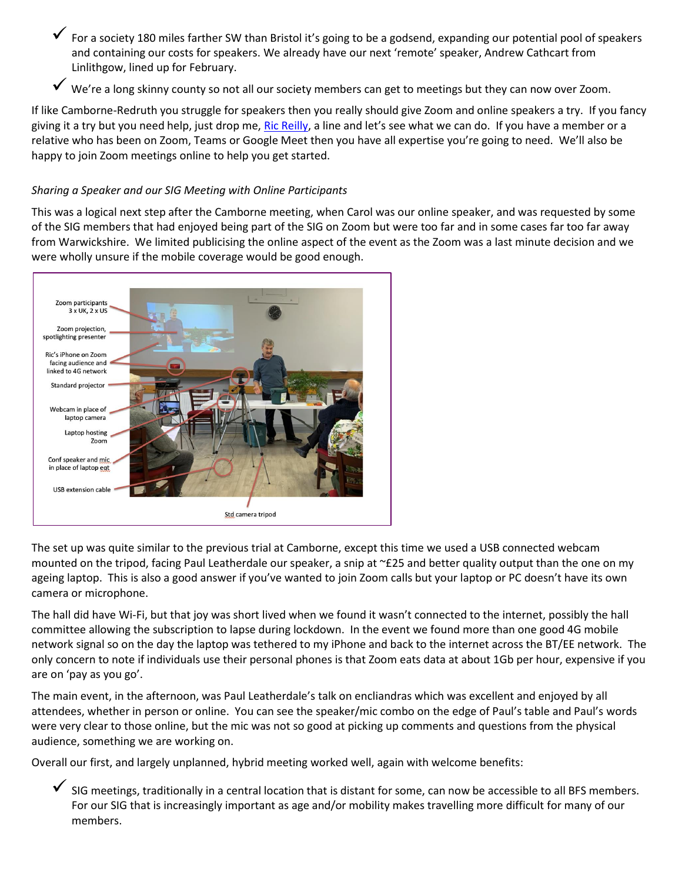- ✓ For a society 180 miles farther SW than Bristol it's going to be a godsend, expanding our potential pool of speakers and containing our costs for speakers. We already have our next 'remote' speaker, Andrew Cathcart from Linlithgow, lined up for February.
- ✓ We're a long skinny county so not all our society members can get to meetings but they can now over Zoom.

If like Camborne-Redruth you struggle for speakers then you really should give Zoom and online speakers a try. If you fancy giving it a try but you need help, just drop me, Ric Reilly, a line and let's see what we can do. If you have a member or a relative who has been on Zoom, Teams or Google Meet then you have all expertise you're going to need. We'll also be happy to join Zoom meetings online to help you get started.

*Sharing a Speaker and our SIG Meeting with Online Participants*

This was a logical next step after the Camborne meeting, when Carol was our online speaker, and was requested by some of the SIG members that had enjoyed being part of the SIG on Zoom but were too far and in some cases far too far away from Warwickshire. We limited publicising the online aspect of the event as the Zoom was a last minute decision and we were wholly unsure if the mobile coverage would be good enough.

The set up was quite similar to the previous trial at Camborne, except this time we used a USB connected webcam mounted on the tripod, facing Paul Leatherdale our speaker, a snip at ~£25 and better quality output than the one on my ageing laptop. This is also a good answer if you've wanted to join Zoom calls but your laptop or PC doesn't have its own camera or microphone.

The hall did have Wi-Fi, but that joy was short lived when we found it wasn't connected to the internet, possibly the hall committee allowing the subscription to lapse during lockdown. In the event we found more than one good 4G mobile network signal so on the day the laptop was tethered to my iPhone and back to the internet across the BT/EE network. The only concern to note if individuals use their personal phones is that Zoom eats data at about 1Gb per hour, expensive if you are on 'pay as you go'.

The main event, in the afternoon, was Paul Leatherdale's talk on encliandras which was excellent and enjoyed by all attendees, whether in person or online. You can see the speaker/mic combo on the edge of Paul's table and Paul's words were very clear to those online, but the mic was not so good at picking up comments and questions from the physical audience, something we are working on.

Overall our first, and largely unplanned, hybrid meeting worked well, again with welcome benefits:

- ✓ SIG meetings, traditionally in a central location that is distant for some, can now be accessible to all BFS members. For our SIG that is increasingly important as age and/or mobility makes travelling more difficult for many of our members.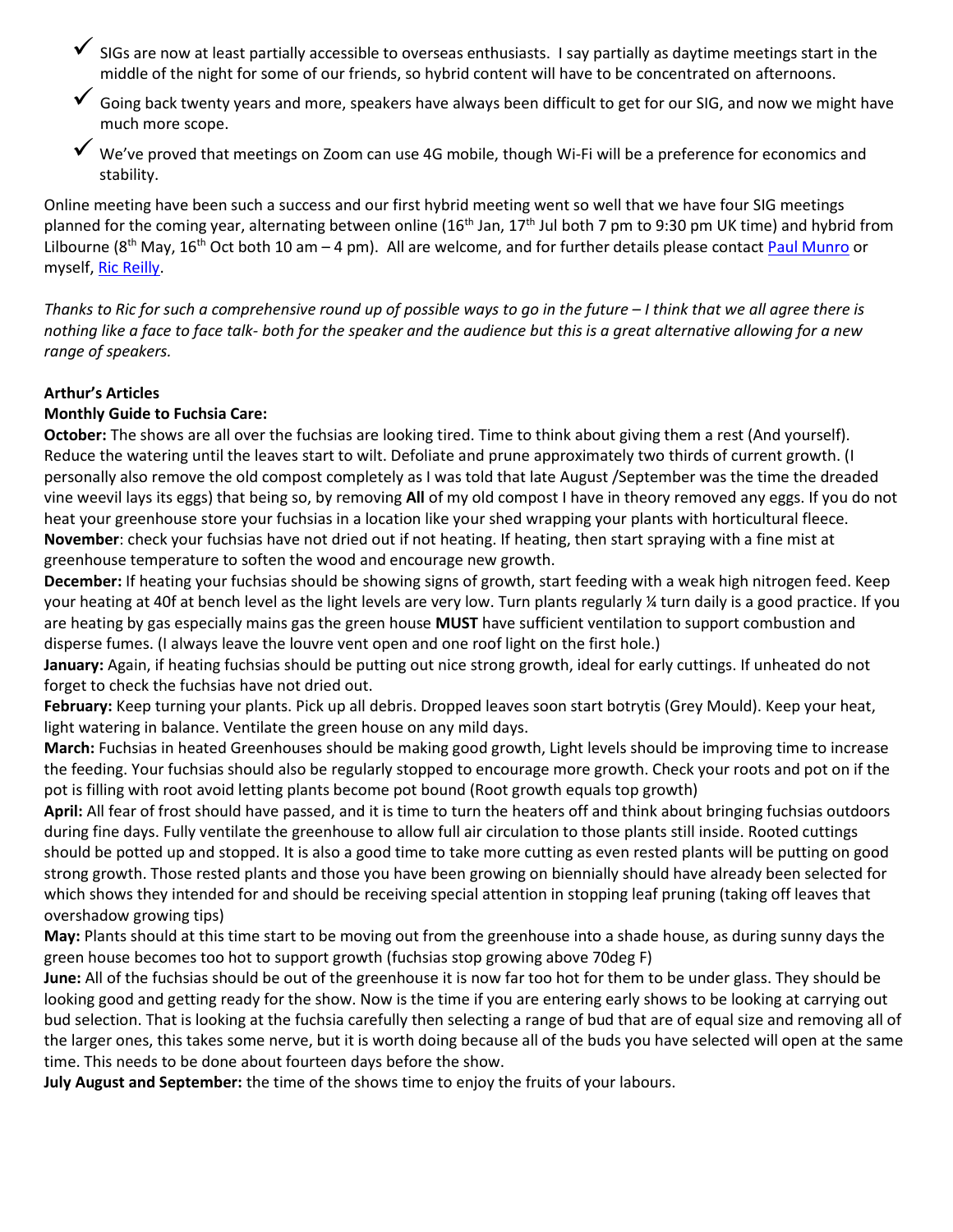- ✓ SIGs are now at least partially accessible to overseas enthusiasts. I say partially as daytime meetings start in the middle of the night for some of our friends, so hybrid content will have to be concentrated on afternoons.
- ✓ Going back twenty years and more, speakers have always been difficult to get for our SIG, and now we might have much more scope.
- ✓ We've proved that meetings on Zoom can use 4G mobile, though Wi-Fi will be a preference for economics and stability.

Online meeting have been such a success and our first hybrid meeting went so well that we have four SIG meetings planned for the coming year, alternating between online (16th Jan, 17th Jul both 7 pm to 9:30 pm UK time) and hybrid from Lilbourne (8th May, 16th Oct both 10 am – 4 pm). All are welcome, and for further details please contact Paul Munro or myself, Ric Reilly.

*Thanks to Ric for such a comprehensive round up of possible ways to go in the future – I think that we all agree there is nothing like a face to face talk- both for the speaker and the audience but this is a great alternative allowing for a new range of speakers.*

**Arthur's Articles**

**Monthly Guide to Fuchsia Care:**

**October:** The shows are all over the fuchsias are looking tired. Time to think about giving them a rest (And yourself). Reduce the watering until the leaves start to wilt. Defoliate and prune approximately two thirds of current growth. (I personally also remove the old compost completely as I was told that late August /September was the time the dreaded vine weevil lays its eggs) that being so, by removing **All** of my old compost I have in theory removed any eggs. If you do not heat your greenhouse store your fuchsias in a location like your shed wrapping your plants with horticultural fleece.

**November**: check your fuchsias have not dried out if not heating. If heating, then start spraying with a fine mist at greenhouse temperature to soften the wood and encourage new growth.

**December:** If heating your fuchsias should be showing signs of growth, start feeding with a weak high nitrogen feed. Keep your heating at 40f at bench level as the light levels are very low. Turn plants regularly ¼ turn daily is a good practice. If you are heating by gas especially mains gas the green house **MUST** have sufficient ventilation to support combustion and disperse fumes. (I always leave the louvre vent open and one roof light on the first hole.)

**January:** Again, if heating fuchsias should be putting out nice strong growth, ideal for early cuttings. If unheated do not forget to check the fuchsias have not dried out.

**February:** Keep turning your plants. Pick up all debris. Dropped leaves soon start botrytis (Grey Mould). Keep your heat, light watering in balance. Ventilate the green house on any mild days.

**March:** Fuchsias in heated Greenhouses should be making good growth, Light levels should be improving time to increase the feeding. Your fuchsias should also be regularly stopped to encourage more growth. Check your roots and pot on if the pot is filling with root avoid letting plants become pot bound (Root growth equals top growth)

**April:** All fear of frost should have passed, and it is time to turn the heaters off and think about bringing fuchsias outdoors during fine days. Fully ventilate the greenhouse to allow full air circulation to those plants still inside. Rooted cuttings should be potted up and stopped. It is also a good time to take more cutting as even rested plants will be putting on good strong growth. Those rested plants and those you have been growing on biennially should have already been selected for which shows they intended for and should be receiving special attention in stopping leaf pruning (taking off leaves that overshadow growing tips)

**May:** Plants should at this time start to be moving out from the greenhouse into a shade house, as during sunny days the green house becomes too hot to support growth (fuchsias stop growing above 70deg F)

**June:** All of the fuchsias should be out of the greenhouse it is now far too hot for them to be under glass. They should be looking good and getting ready for the show. Now is the time if you are entering early shows to be looking at carrying out bud selection. That is looking at the fuchsia carefully then selecting a range of bud that are of equal size and removing all of the larger ones, this takes some nerve, but it is worth doing because all of the buds you have selected will open at the same time. This needs to be done about fourteen days before the show.

**July August and September:** the time of the shows time to enjoy the fruits of your labours.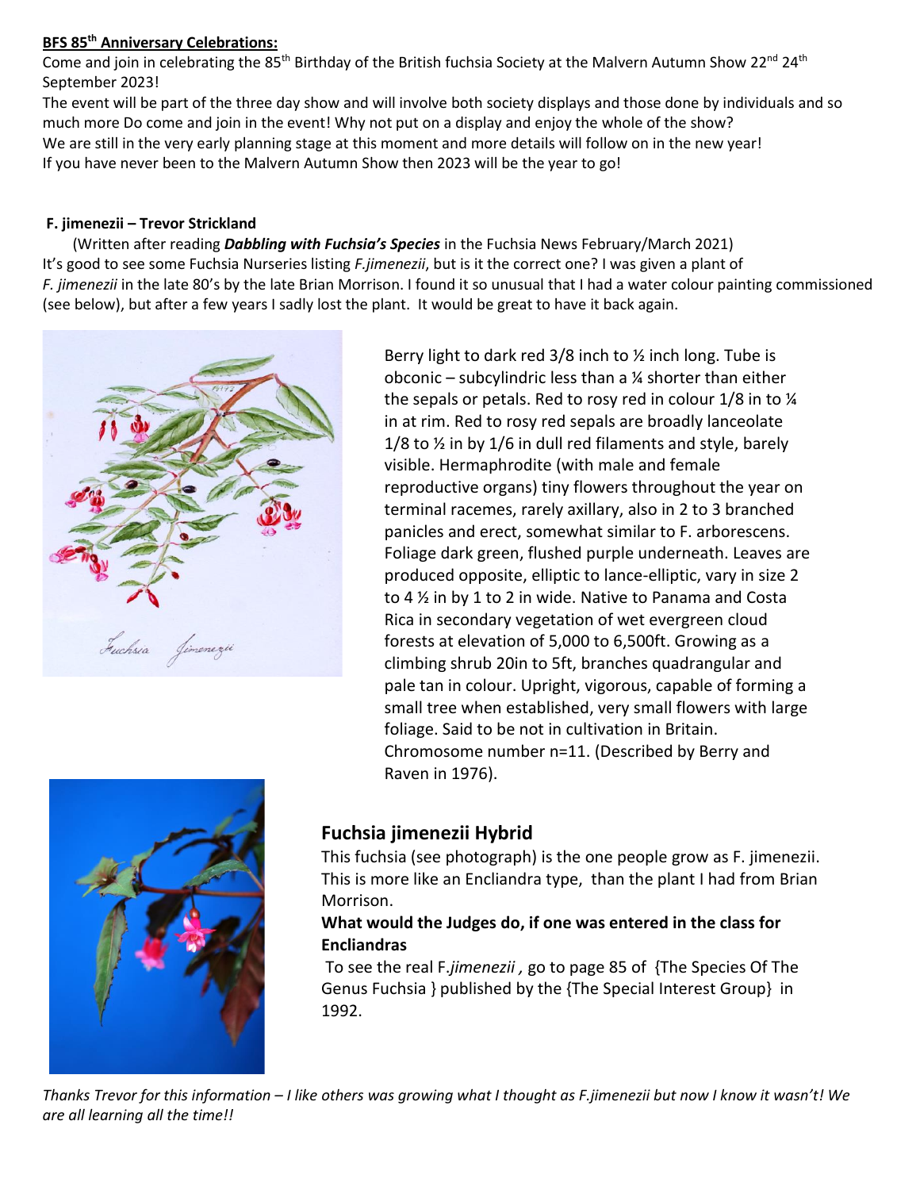**BFS 85th Anniversary Celebrations:**

Come and join in celebrating the 85th Birthday of the British fuchsia Society at the Malvern Autumn Show 22nd 24th September 2023!

The event will be part of the three day show and will involve both society displays and those done by individuals and so much more Do come and join in the event! Why not put on a display and enjoy the whole of the show?

We are still in the very early planning stage at this moment and more details will follow on in the new year!

If you have never been to the Malvern Autumn Show then 2023 will be the year to go!

**F. jimenezii – Trevor Strickland**

(Written after reading ***Dabbling with Fuchsia's Species*** in the Fuchsia News February/March 2021)

It's good to see some Fuchsia Nurseries listing *F.jimenezii*, but is it the correct one? I was given a plant of *F. jimenezii* in the late 80's by the late Brian Morrison. I found it so unusual that I had a water colour painting commissioned (see below), but after a few years I sadly lost the plant. It would be great to have it back again.

Berry light to dark red 3/8 inch to ½ inch long. Tube is obconic – subcylindric less than a ¼ shorter than either the sepals or petals. Red to rosy red in colour 1/8 in to ¼ in at rim. Red to rosy red sepals are broadly lanceolate 1/8 to ½ in by 1/6 in dull red filaments and style, barely visible. Hermaphrodite (with male and female reproductive organs) tiny flowers throughout the year on terminal racemes, rarely axillary, also in 2 to 3 branched panicles and erect, somewhat similar to F. arborescens. Foliage dark green, flushed purple underneath. Leaves are produced opposite, elliptic to lance-elliptic, vary in size 2 to 4 ½ in by 1 to 2 in wide. Native to Panama and Costa Rica in secondary vegetation of wet evergreen cloud forests at elevation of 5,000 to 6,500ft. Growing as a climbing shrub 20in to 5ft, branches quadrangular and pale tan in colour. Upright, vigorous, capable of forming a small tree when established, very small flowers with large foliage. Said to be not in cultivation in Britain. Chromosome number n=11. (Described by Berry and Raven in 1976).

## Fuchsia jimenezii Hybrid

This fuchsia (see photograph) is the one people grow as F. jimenezii. This is more like an Encliandra type, than the plant I had from Brian Morrison.

**What would the Judges do, if one was entered in the class for Encliandras**

To see the real F.*jimenezii* , go to page 85 of {The Species Of The Genus Fuchsia } published by the {The Special Interest Group} in 1992.

*Thanks Trevor for this information – I like others was growing what I thought as F.jimenezii but now I know it wasn't! We are all learning all the time!!*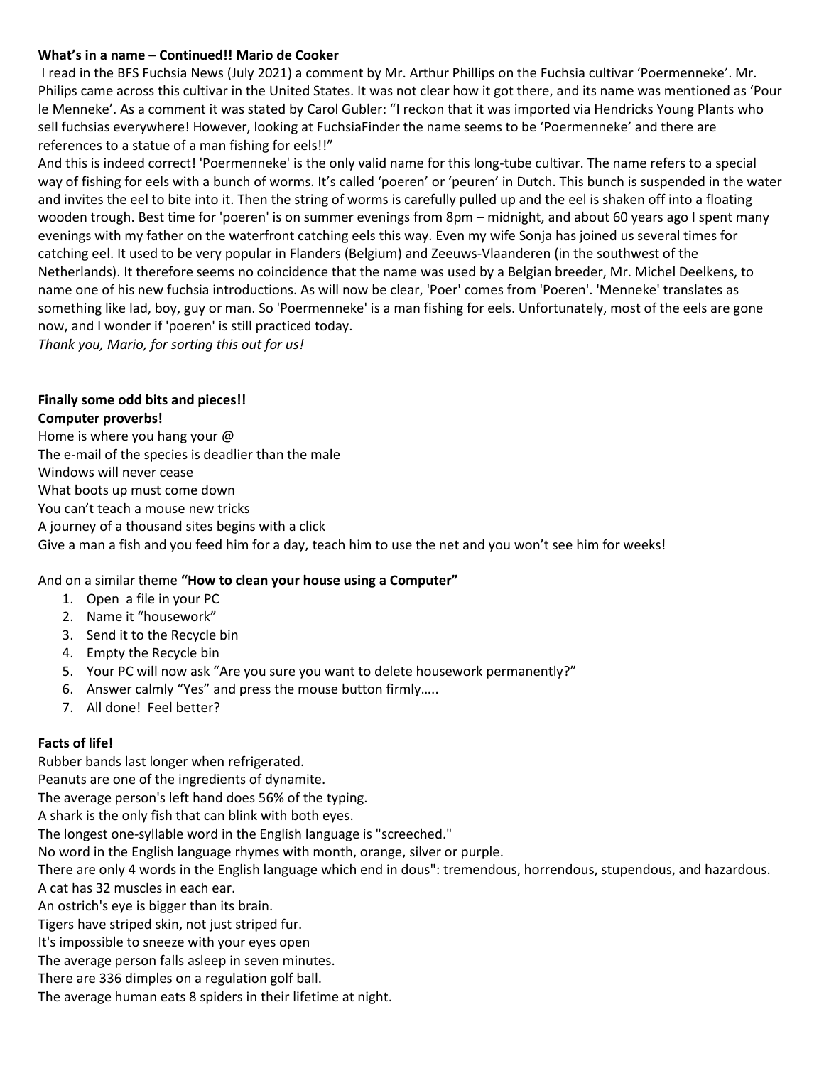**What's in a name – Continued!! Mario de Cooker**

I read in the BFS Fuchsia News (July 2021) a comment by Mr. Arthur Phillips on the Fuchsia cultivar 'Poermenneke'. Mr. Philips came across this cultivar in the United States. It was not clear how it got there, and its name was mentioned as 'Pour le Menneke'. As a comment it was stated by Carol Gubler: "I reckon that it was imported via Hendricks Young Plants who sell fuchsias everywhere! However, looking at FuchsiaFinder the name seems to be 'Poermenneke' and there are references to a statue of a man fishing for eels!!"

And this is indeed correct! 'Poermenneke' is the only valid name for this long-tube cultivar. The name refers to a special way of fishing for eels with a bunch of worms. It's called 'poeren' or 'peuren' in Dutch. This bunch is suspended in the water and invites the eel to bite into it. Then the string of worms is carefully pulled up and the eel is shaken off into a floating wooden trough. Best time for 'poeren' is on summer evenings from 8pm – midnight, and about 60 years ago I spent many evenings with my father on the waterfront catching eels this way. Even my wife Sonja has joined us several times for catching eel. It used to be very popular in Flanders (Belgium) and Zeeuws-Vlaanderen (in the southwest of the Netherlands). It therefore seems no coincidence that the name was used by a Belgian breeder, Mr. Michel Deelkens, to name one of his new fuchsia introductions. As will now be clear, 'Poer' comes from 'Poeren'. 'Menneke' translates as something like lad, boy, guy or man. So 'Poermenneke' is a man fishing for eels. Unfortunately, most of the eels are gone now, and I wonder if 'poeren' is still practiced today.

*Thank you, Mario, for sorting this out for us!*

**Finally some odd bits and pieces!!**

**Computer proverbs!**

Home is where you hang your @
The e-mail of the species is deadlier than the male
Windows will never cease
What boots up must come down
You can't teach a mouse new tricks
A journey of a thousand sites begins with a click
Give a man a fish and you feed him for a day, teach him to use the net and you won't see him for weeks!

And on a similar theme **"How to clean your house using a Computer"**

1. Open a file in your PC
2. Name it "housework"
3. Send it to the Recycle bin
4. Empty the Recycle bin
5. Your PC will now ask "Are you sure you want to delete housework permanently?"
6. Answer calmly "Yes" and press the mouse button firmly…..
7. All done! Feel better?

**Facts of life!**

Rubber bands last longer when refrigerated.
Peanuts are one of the ingredients of dynamite.
The average person's left hand does 56% of the typing.
A shark is the only fish that can blink with both eyes.
The longest one-syllable word in the English language is "screeched."
No word in the English language rhymes with month, orange, silver or purple.
There are only 4 words in the English language which end in dous": tremendous, horrendous, stupendous, and hazardous.
A cat has 32 muscles in each ear.
An ostrich's eye is bigger than its brain.
Tigers have striped skin, not just striped fur.
It's impossible to sneeze with your eyes open
The average person falls asleep in seven minutes.
There are 336 dimples on a regulation golf ball.
The average human eats 8 spiders in their lifetime at night.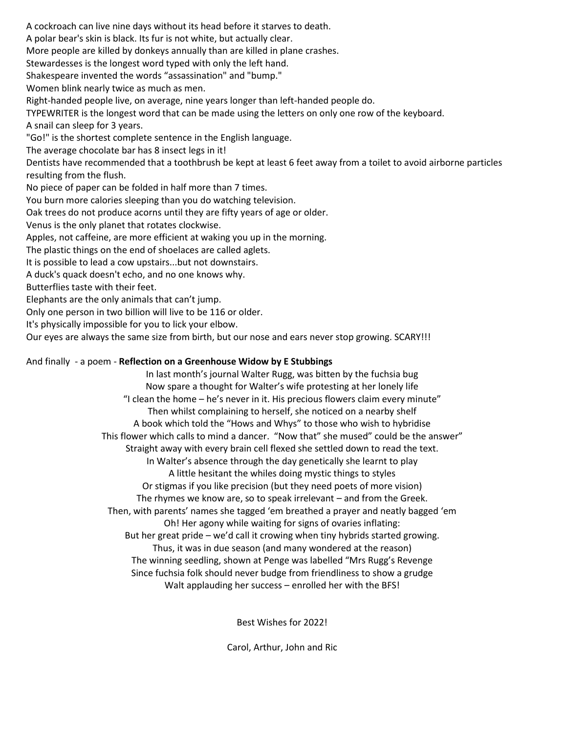A cockroach can live nine days without its head before it starves to death.

A polar bear's skin is black. Its fur is not white, but actually clear.

More people are killed by donkeys annually than are killed in plane crashes.

Stewardesses is the longest word typed with only the left hand.

Shakespeare invented the words “assassination" and "bump."

Women blink nearly twice as much as men.

Right-handed people live, on average, nine years longer than left-handed people do.

TYPEWRITER is the longest word that can be made using the letters on only one row of the keyboard.

A snail can sleep for 3 years.

"Go!" is the shortest complete sentence in the English language.

The average chocolate bar has 8 insect legs in it!

Dentists have recommended that a toothbrush be kept at least 6 feet away from a toilet to avoid airborne particles resulting from the flush.

No piece of paper can be folded in half more than 7 times.

You burn more calories sleeping than you do watching television.

Oak trees do not produce acorns until they are fifty years of age or older.

Venus is the only planet that rotates clockwise.

Apples, not caffeine, are more efficient at waking you up in the morning.

The plastic things on the end of shoelaces are called aglets.

It is possible to lead a cow upstairs...but not downstairs.

A duck's quack doesn't echo, and no one knows why.

Butterflies taste with their feet.

Elephants are the only animals that can’t jump.

Only one person in two billion will live to be 116 or older.

It's physically impossible for you to lick your elbow.

Our eyes are always the same size from birth, but our nose and ears never stop growing. SCARY!!!

And finally - a poem - **Reflection on a Greenhouse Widow by E Stubbings**

In last month’s journal Walter Rugg, was bitten by the fuchsia bug
Now spare a thought for Walter’s wife protesting at her lonely life
“I clean the home – he’s never in it. His precious flowers claim every minute”
Then whilst complaining to herself, she noticed on a nearby shelf
A book which told the “Hows and Whys” to those who wish to hybridise
This flower which calls to mind a dancer. “Now that” she mused” could be the answer”
Straight away with every brain cell flexed she settled down to read the text.
In Walter’s absence through the day genetically she learnt to play
A little hesitant the whiles doing mystic things to styles
Or stigmas if you like precision (but they need poets of more vision)
The rhymes we know are, so to speak irrelevant – and from the Greek.
Then, with parents’ names she tagged ‘em breathed a prayer and neatly bagged ‘em
Oh! Her agony while waiting for signs of ovaries inflating:
But her great pride – we’d call it crowing when tiny hybrids started growing.
Thus, it was in due season (and many wondered at the reason)
The winning seedling, shown at Penge was labelled “Mrs Rugg’s Revenge
Since fuchsia folk should never budge from friendliness to show a grudge
Walt applauding her success – enrolled her with the BFS!

Best Wishes for 2022!

Carol, Arthur, John and Ric